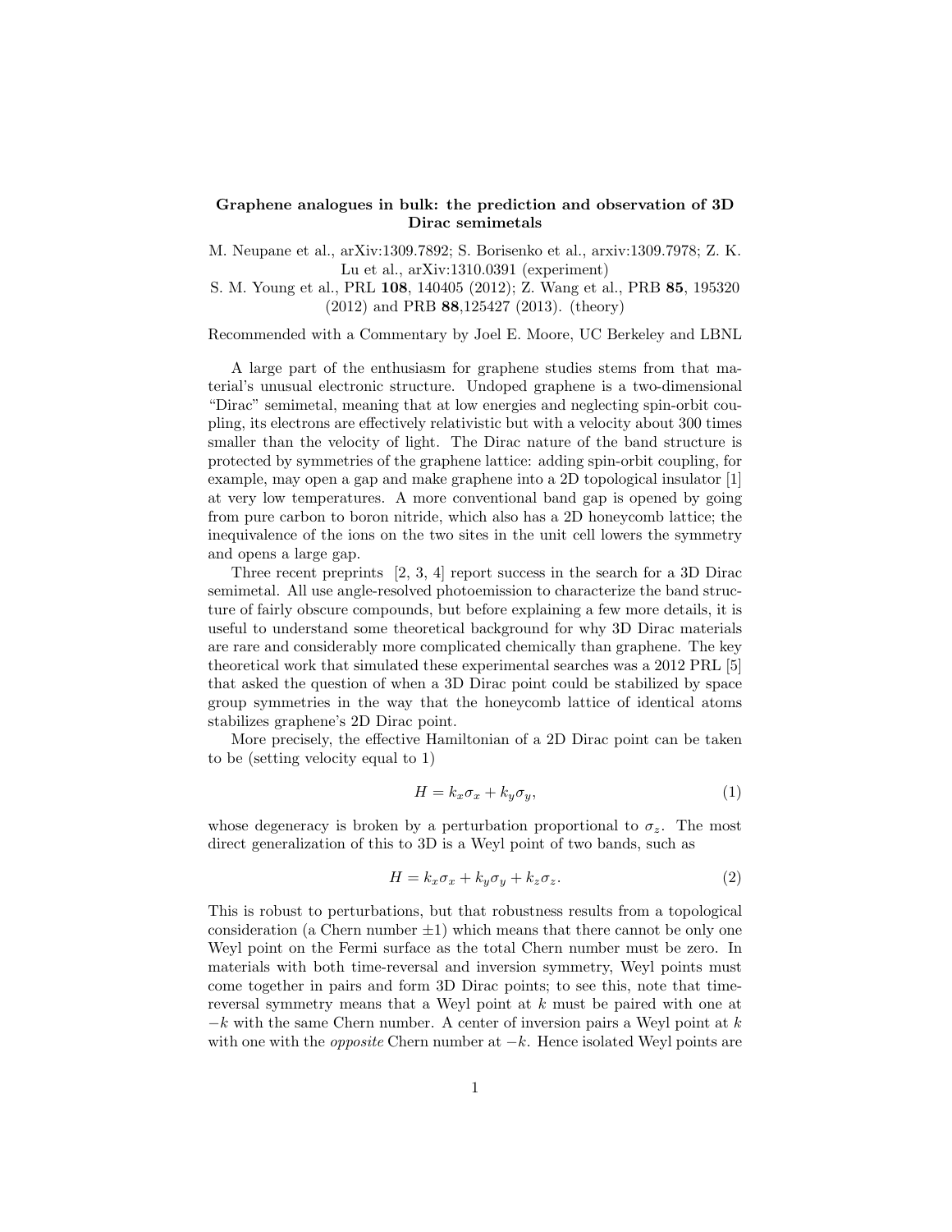# Graphene analogues in bulk: the prediction and observation of 3D Dirac semimetals

M. Neupane et al., arXiv:1309.7892; S. Borisenko et al., arxiv:1309.7978; Z. K. Lu et al., arXiv:1310.0391 (experiment)

S. M. Young et al., PRL **108**, 140405 (2012); Z. Wang et al., PRB **85**, 195320 (2012) and PRB **88**,125427 (2013). (theory)

Recommended with a Commentary by Joel E. Moore, UC Berkeley and LBNL

A large part of the enthusiasm for graphene studies stems from that material's unusual electronic structure. Undoped graphene is a two-dimensional "Dirac" semimetal, meaning that at low energies and neglecting spin-orbit coupling, its electrons are effectively relativistic but with a velocity about 300 times smaller than the velocity of light. The Dirac nature of the band structure is protected by symmetries of the graphene lattice: adding spin-orbit coupling, for example, may open a gap and make graphene into a 2D topological insulator [1] at very low temperatures. A more conventional band gap is opened by going from pure carbon to boron nitride, which also has a 2D honeycomb lattice; the inequivalence of the ions on the two sites in the unit cell lowers the symmetry and opens a large gap.

Three recent preprints [2, 3, 4] report success in the search for a 3D Dirac semimetal. All use angle-resolved photoemission to characterize the band structure of fairly obscure compounds, but before explaining a few more details, it is useful to understand some theoretical background for why 3D Dirac materials are rare and considerably more complicated chemically than graphene. The key theoretical work that simulated these experimental searches was a 2012 PRL [5] that asked the question of when a 3D Dirac point could be stabilized by space group symmetries in the way that the honeycomb lattice of identical atoms stabilizes graphene's 2D Dirac point.

More precisely, the effective Hamiltonian of a 2D Dirac point can be taken to be (setting velocity equal to 1)

$$H = k_x \sigma_x + k_y \sigma_y, \tag{1}$$

whose degeneracy is broken by a perturbation proportional to $\sigma_z$. The most direct generalization of this to 3D is a Weyl point of two bands, such as

$$H = k_x \sigma_x + k_y \sigma_y + k_z \sigma_z. \tag{2}$$

This is robust to perturbations, but that robustness results from a topological consideration (a Chern number $\pm 1$) which means that there cannot be only one Weyl point on the Fermi surface as the total Chern number must be zero. In materials with both time-reversal and inversion symmetry, Weyl points must come together in pairs and form 3D Dirac points; to see this, note that time-reversal symmetry means that a Weyl point at $k$ must be paired with one at $-k$ with the same Chern number. A center of inversion pairs a Weyl point at $k$ with one with the *opposite* Chern number at $-k$. Hence isolated Weyl points are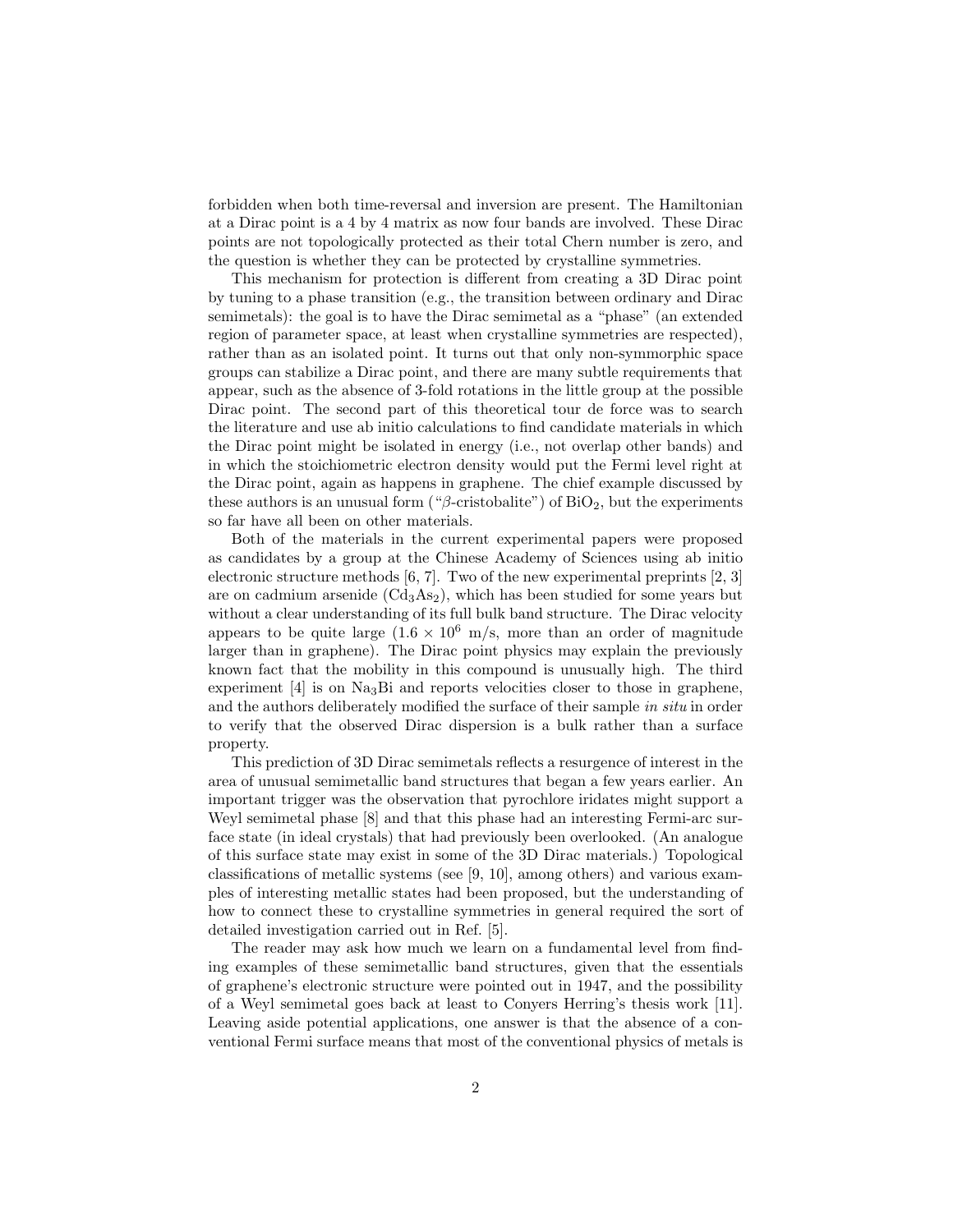forbidden when both time-reversal and inversion are present. The Hamiltonian at a Dirac point is a 4 by 4 matrix as now four bands are involved. These Dirac points are not topologically protected as their total Chern number is zero, and the question is whether they can be protected by crystalline symmetries.

This mechanism for protection is different from creating a 3D Dirac point by tuning to a phase transition (e.g., the transition between ordinary and Dirac semimetals): the goal is to have the Dirac semimetal as a "phase" (an extended region of parameter space, at least when crystalline symmetries are respected), rather than as an isolated point. It turns out that only non-symmorphic space groups can stabilize a Dirac point, and there are many subtle requirements that appear, such as the absence of 3-fold rotations in the little group at the possible Dirac point. The second part of this theoretical tour de force was to search the literature and use ab initio calculations to find candidate materials in which the Dirac point might be isolated in energy (i.e., not overlap other bands) and in which the stoichiometric electron density would put the Fermi level right at the Dirac point, again as happens in graphene. The chief example discussed by these authors is an unusual form ("$\beta$-cristobalite") of $BiO_2$, but the experiments so far have all been on other materials.

Both of the materials in the current experimental papers were proposed as candidates by a group at the Chinese Academy of Sciences using ab initio electronic structure methods [6, 7]. Two of the new experimental preprints [2, 3] are on cadmium arsenide ($Cd_3As_2$), which has been studied for some years but without a clear understanding of its full bulk band structure. The Dirac velocity appears to be quite large ($1.6 \times 10^6$ m/s, more than an order of magnitude larger than in graphene). The Dirac point physics may explain the previously known fact that the mobility in this compound is unusually high. The third experiment [4] is on $Na_3Bi$ and reports velocities closer to those in graphene, and the authors deliberately modified the surface of their sample *in situ* in order to verify that the observed Dirac dispersion is a bulk rather than a surface property.

This prediction of 3D Dirac semimetals reflects a resurgence of interest in the area of unusual semimetallic band structures that began a few years earlier. An important trigger was the observation that pyrochlore iridates might support a Weyl semimetal phase [8] and that this phase had an interesting Fermi-arc surface state (in ideal crystals) that had previously been overlooked. (An analogue of this surface state may exist in some of the 3D Dirac materials.) Topological classifications of metallic systems (see [9, 10], among others) and various examples of interesting metallic states had been proposed, but the understanding of how to connect these to crystalline symmetries in general required the sort of detailed investigation carried out in Ref. [5].

The reader may ask how much we learn on a fundamental level from finding examples of these semimetallic band structures, given that the essentials of graphene's electronic structure were pointed out in 1947, and the possibility of a Weyl semimetal goes back at least to Conyers Herring's thesis work [11]. Leaving aside potential applications, one answer is that the absence of a conventional Fermi surface means that most of the conventional physics of metals is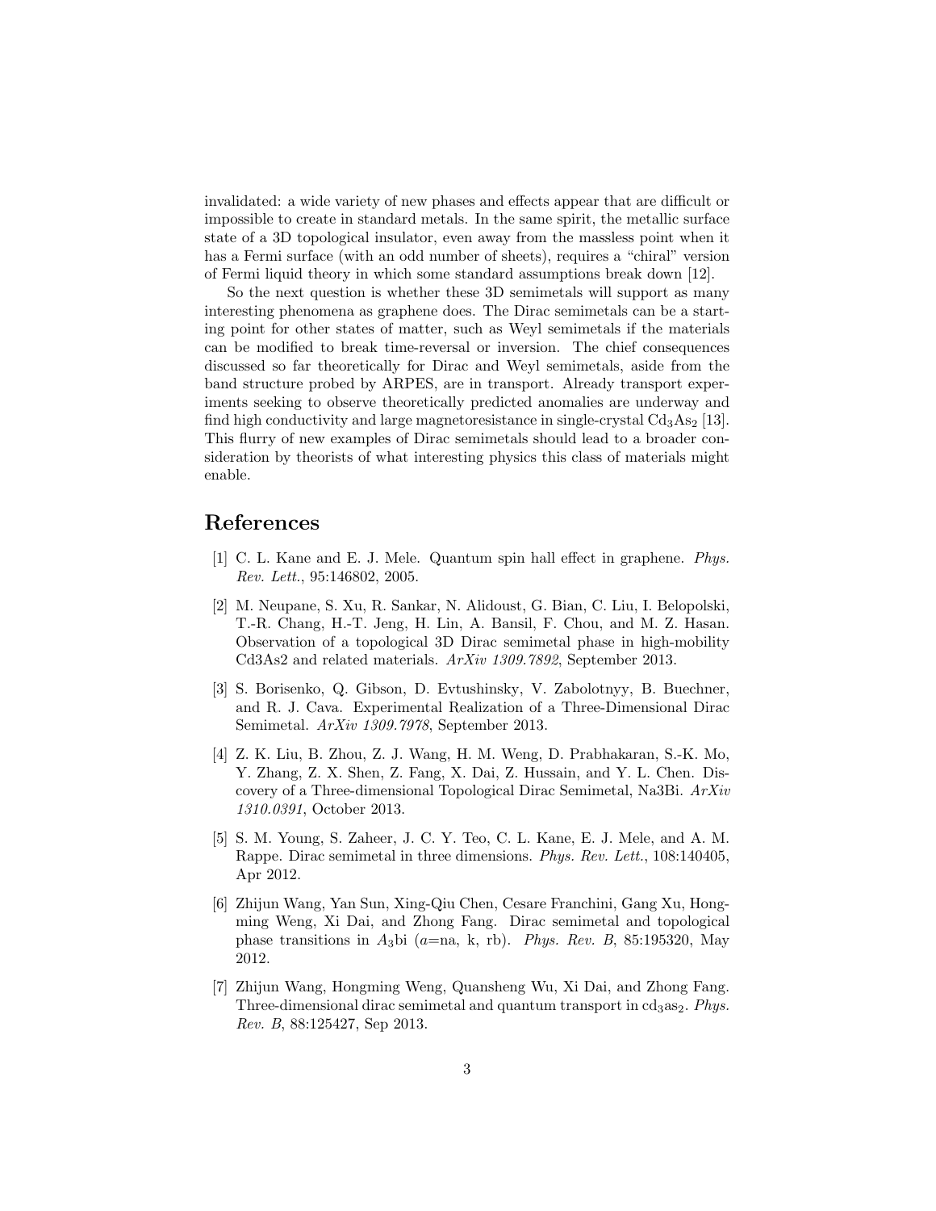invalidated: a wide variety of new phases and effects appear that are difficult or impossible to create in standard metals. In the same spirit, the metallic surface state of a 3D topological insulator, even away from the massless point when it has a Fermi surface (with an odd number of sheets), requires a "chiral" version of Fermi liquid theory in which some standard assumptions break down [12].

So the next question is whether these 3D semimetals will support as many interesting phenomena as graphene does. The Dirac semimetals can be a starting point for other states of matter, such as Weyl semimetals if the materials can be modified to break time-reversal or inversion. The chief consequences discussed so far theoretically for Dirac and Weyl semimetals, aside from the band structure probed by ARPES, are in transport. Already transport experiments seeking to observe theoretically predicted anomalies are underway and find high conductivity and large magnetoresistance in single-crystal $Cd_3As_2$ [13]. This flurry of new examples of Dirac semimetals should lead to a broader consideration by theorists of what interesting physics this class of materials might enable.

# References

[1] C. L. Kane and E. J. Mele. Quantum spin hall effect in graphene. *Phys. Rev. Lett.*, 95:146802, 2005.

[2] M. Neupane, S. Xu, R. Sankar, N. Alidoust, G. Bian, C. Liu, I. Belopolski, T.-R. Chang, H.-T. Jeng, H. Lin, A. Bansil, F. Chou, and M. Z. Hasan. Observation of a topological 3D Dirac semimetal phase in high-mobility Cd3As2 and related materials. *ArXiv 1309.7892*, September 2013.

[3] S. Borisenko, Q. Gibson, D. Evtushinsky, V. Zabolotnyy, B. Buechner, and R. J. Cava. Experimental Realization of a Three-Dimensional Dirac Semimetal. *ArXiv 1309.7978*, September 2013.

[4] Z. K. Liu, B. Zhou, Z. J. Wang, H. M. Weng, D. Prabhakaran, S.-K. Mo, Y. Zhang, Z. X. Shen, Z. Fang, X. Dai, Z. Hussain, and Y. L. Chen. Discovery of a Three-dimensional Topological Dirac Semimetal, Na3Bi. *ArXiv 1310.0391*, October 2013.

[5] S. M. Young, S. Zaheer, J. C. Y. Teo, C. L. Kane, E. J. Mele, and A. M. Rappe. Dirac semimetal in three dimensions. *Phys. Rev. Lett.*, 108:140405, Apr 2012.

[6] Zhijun Wang, Yan Sun, Xing-Qiu Chen, Cesare Franchini, Gang Xu, Hongming Weng, Xi Dai, and Zhong Fang. Dirac semimetal and topological phase transitions in $A_3$bi ($a$=na, k, rb). *Phys. Rev. B*, 85:195320, May 2012.

[7] Zhijun Wang, Hongming Weng, Quansheng Wu, Xi Dai, and Zhong Fang. Three-dimensional dirac semimetal and quantum transport in $cd_3as_2$. *Phys. Rev. B*, 88:125427, Sep 2013.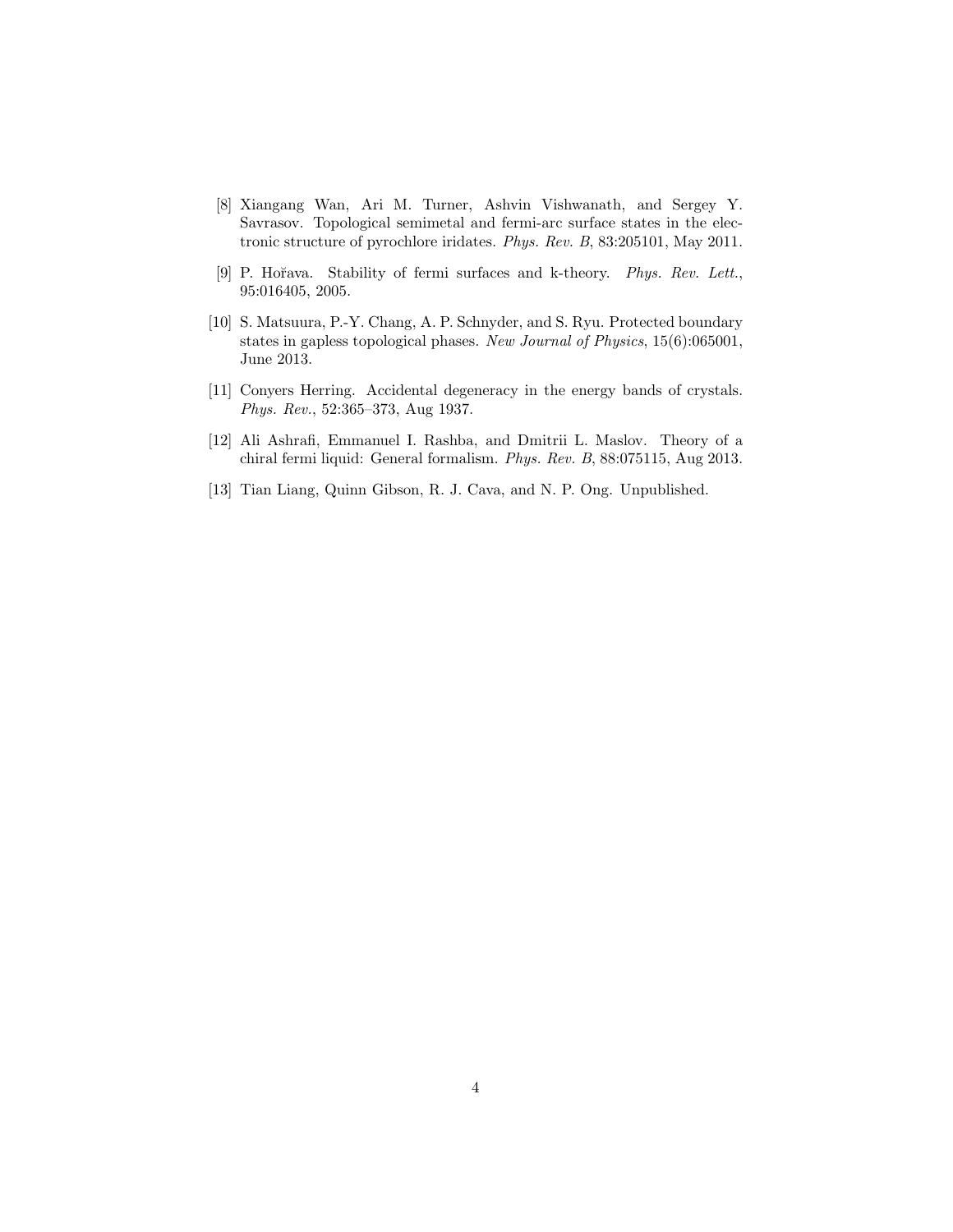[8] Xiangang Wan, Ari M. Turner, Ashvin Vishwanath, and Sergey Y. Savrasov. Topological semimetal and fermi-arc surface states in the electronic structure of pyrochlore iridates. *Phys. Rev. B*, 83:205101, May 2011.

[9] P. Hořava. Stability of fermi surfaces and k-theory. *Phys. Rev. Lett.*, 95:016405, 2005.

[10] S. Matsuura, P.-Y. Chang, A. P. Schnyder, and S. Ryu. Protected boundary states in gapless topological phases. *New Journal of Physics*, 15(6):065001, June 2013.

[11] Conyers Herring. Accidental degeneracy in the energy bands of crystals. *Phys. Rev.*, 52:365–373, Aug 1937.

[12] Ali Ashrafi, Emmanuel I. Rashba, and Dmitrii L. Maslov. Theory of a chiral fermi liquid: General formalism. *Phys. Rev. B*, 88:075115, Aug 2013.

[13] Tian Liang, Quinn Gibson, R. J. Cava, and N. P. Ong. Unpublished.